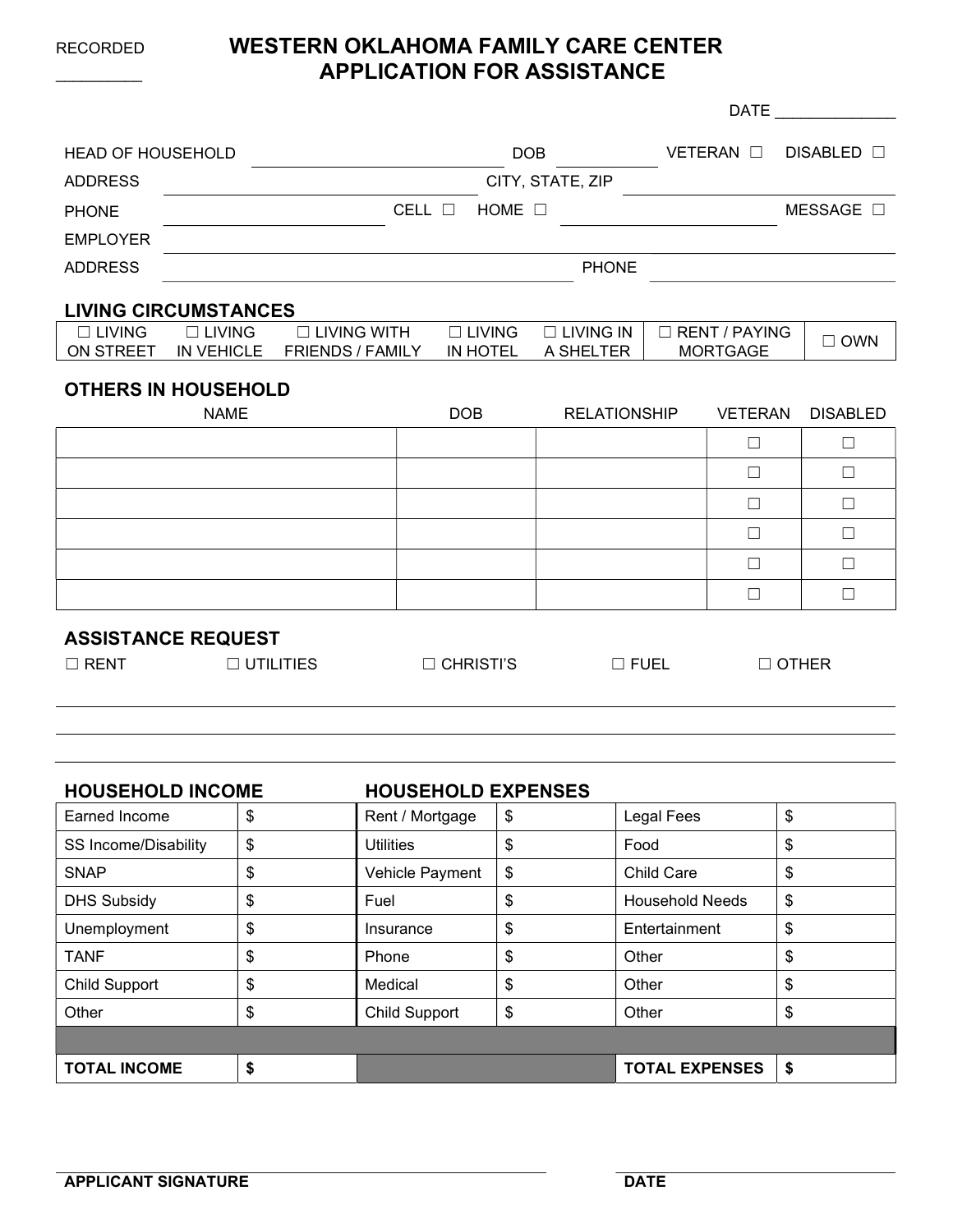RECORDED
_________

# WESTERN OKLAHOMA FAMILY CARE CENTER
# APPLICATION FOR ASSISTANCE

DATE ______________

HEAD OF HOUSEHOLD ______________________________ DOB ____________ VETERAN ☐ DISABLED ☐

ADDRESS ______________________________ CITY, STATE, ZIP ______________________________

PHONE ____________________ CELL ☐ HOME ☐ ____________________ MESSAGE ☐

EMPLOYER ____________________________________________________________

ADDRESS ______________________________ PHONE ______________________________

## LIVING CIRCUMSTANCES

| ☐ LIVING ON STREET | ☐ LIVING IN VEHICLE | ☐ LIVING WITH FRIENDS / FAMILY | ☐ LIVING IN HOTEL | ☐ LIVING IN A SHELTER | ☐ RENT / PAYING MORTGAGE | ☐ OWN |
|---|---|---|---|---|---|---|

## OTHERS IN HOUSEHOLD

| NAME | DOB | RELATIONSHIP | VETERAN | DISABLED |
|---|---|---|---|---|
| | | | ☐ | ☐ |
| | | | ☐ | ☐ |
| | | | ☐ | ☐ |
| | | | ☐ | ☐ |
| | | | ☐ | ☐ |
| | | | ☐ | ☐ |

## ASSISTANCE REQUEST

☐ RENT ☐ UTILITIES ☐ CHRISTI'S ☐ FUEL ☐ OTHER

____________________________________________________________

____________________________________________________________

____________________________________________________________

## HOUSEHOLD INCOME / HOUSEHOLD EXPENSES

| HOUSEHOLD INCOME | | HOUSEHOLD EXPENSES | | | |
|---|---|---|---|---|---|
| Earned Income | $ | Rent / Mortgage | $ | Legal Fees | $ |
| SS Income/Disability | $ | Utilities | $ | Food | $ |
| SNAP | $ | Vehicle Payment | $ | Child Care | $ |
| DHS Subsidy | $ | Fuel | $ | Household Needs | $ |
| Unemployment | $ | Insurance | $ | Entertainment | $ |
| TANF | $ | Phone | $ | Other | $ |
| Child Support | $ | Medical | $ | Other | $ |
| Other | $ | Child Support | $ | Other | $ |
| | | | | | |
| **TOTAL INCOME** | **$** | | | **TOTAL EXPENSES** | **$** |

______________________________ ______________________________
**APPLICANT SIGNATURE** **DATE**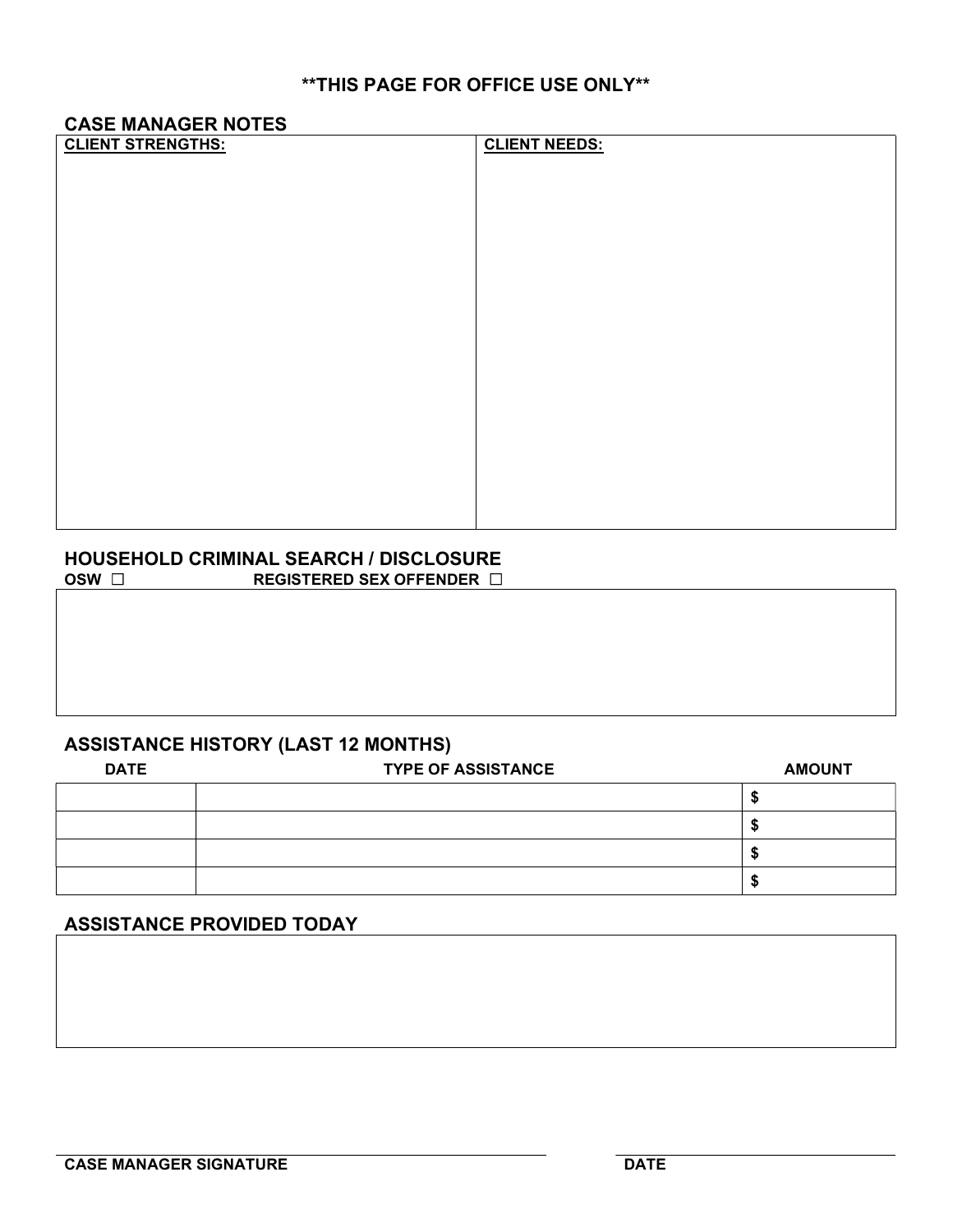**THIS PAGE FOR OFFICE USE ONLY**

## CASE MANAGER NOTES

| CLIENT STRENGTHS: | CLIENT NEEDS: |
| --- | --- |
| | |

## HOUSEHOLD CRIMINAL SEARCH / DISCLOSURE

**OSW ☐** **REGISTERED SEX OFFENDER ☐**

## ASSISTANCE HISTORY (LAST 12 MONTHS)

| DATE | TYPE OF ASSISTANCE | AMOUNT |
| --- | --- | --- |
| | | $ |
| | | $ |
| | | $ |
| | | $ |

## ASSISTANCE PROVIDED TODAY

**CASE MANAGER SIGNATURE** **DATE**